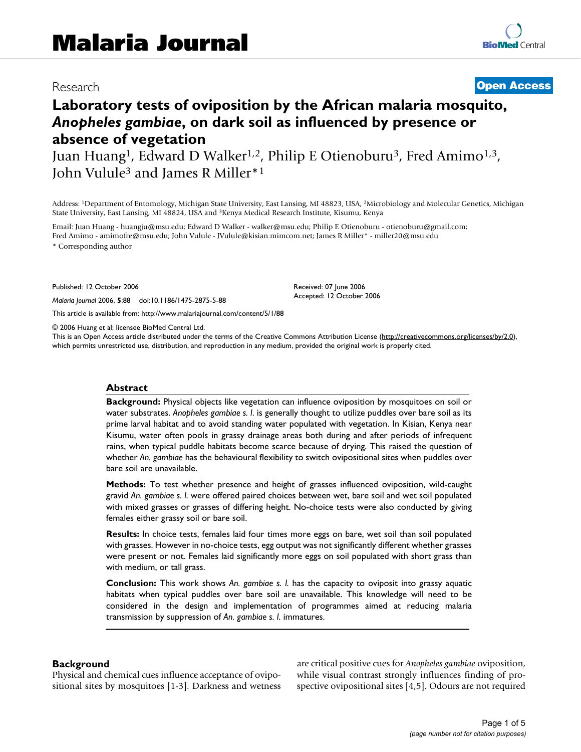# Malaria Journal

Research

**Open Access**

# Laboratory tests of oviposition by the African malaria mosquito, *Anopheles gambiae*, on dark soil as influenced by presence or absence of vegetation

Juan Huang[1], Edward D Walker[1,2], Philip E Otienoburu[3], Fred Amimo[1,3], John Vulule[3] and James R Miller*[1]

Address: [1]Department of Entomology, Michigan State University, East Lansing, MI 48823, USA, [2]Microbiology and Molecular Genetics, Michigan State University, East Lansing, MI 48824, USA and [3]Kenya Medical Research Institute, Kisumu, Kenya

Email: Juan Huang - huangju@msu.edu; Edward D Walker - walker@msu.edu; Philip E Otienoburu - otienoburu@gmail.com; Fred Amimo - amimofre@msu.edu; John Vulule - JVulule@kisian.mimcom.net; James R Miller* - miller20@msu.edu

* Corresponding author

Published: 12 October 2006

*Malaria Journal* 2006, **5**:88 doi:10.1186/1475-2875-5-88

Received: 07 June 2006
Accepted: 12 October 2006

This article is available from: http://www.malariajournal.com/content/5/1/88

© 2006 Huang et al; licensee BioMed Central Ltd.
This is an Open Access article distributed under the terms of the Creative Commons Attribution License (http://creativecommons.org/licenses/by/2.0), which permits unrestricted use, distribution, and reproduction in any medium, provided the original work is properly cited.

## Abstract

**Background:** Physical objects like vegetation can influence oviposition by mosquitoes on soil or water substrates. *Anopheles gambiae s. l.* is generally thought to utilize puddles over bare soil as its prime larval habitat and to avoid standing water populated with vegetation. In Kisian, Kenya near Kisumu, water often pools in grassy drainage areas both during and after periods of infrequent rains, when typical puddle habitats become scarce because of drying. This raised the question of whether *An. gambiae* has the behavioural flexibility to switch ovipositional sites when puddles over bare soil are unavailable.

**Methods:** To test whether presence and height of grasses influenced oviposition, wild-caught gravid *An. gambiae s. l.* were offered paired choices between wet, bare soil and wet soil populated with mixed grasses or grasses of differing height. No-choice tests were also conducted by giving females either grassy soil or bare soil.

**Results:** In choice tests, females laid four times more eggs on bare, wet soil than soil populated with grasses. However in no-choice tests, egg output was not significantly different whether grasses were present or not. Females laid significantly more eggs on soil populated with short grass than with medium, or tall grass.

**Conclusion:** This work shows *An. gambiae s. l.* has the capacity to oviposit into grassy aquatic habitats when typical puddles over bare soil are unavailable. This knowledge will need to be considered in the design and implementation of programmes aimed at reducing malaria transmission by suppression of *An. gambiae s. l.* immatures.

## Background

Physical and chemical cues influence acceptance of ovipositional sites by mosquitoes [1-3]. Darkness and wetness are critical positive cues for *Anopheles gambiae* oviposition, while visual contrast strongly influences finding of prospective ovipositional sites [4,5]. Odours are not required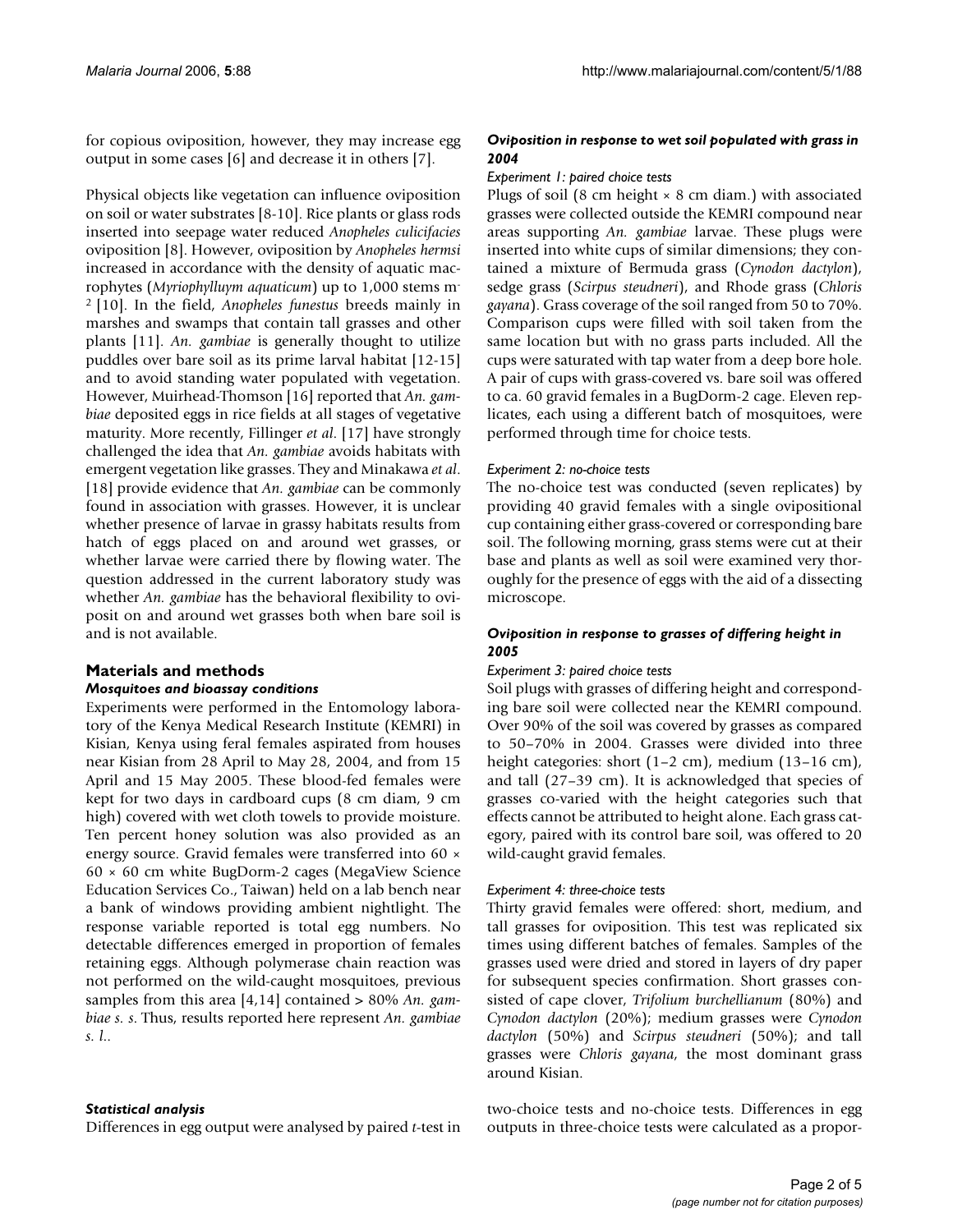for copious oviposition, however, they may increase egg output in some cases [6] and decrease it in others [7].

Physical objects like vegetation can influence oviposition on soil or water substrates [8-10]. Rice plants or glass rods inserted into seepage water reduced *Anopheles culicifacies* oviposition [8]. However, oviposition by *Anopheles hermsi* increased in accordance with the density of aquatic macrophytes (*Myriophylluym aquaticum*) up to 1,000 stems m$^{-2}$ [10]. In the field, *Anopheles funestus* breeds mainly in marshes and swamps that contain tall grasses and other plants [11]. *An. gambiae* is generally thought to utilize puddles over bare soil as its prime larval habitat [12-15] and to avoid standing water populated with vegetation. However, Muirhead-Thomson [16] reported that *An. gambiae* deposited eggs in rice fields at all stages of vegetative maturity. More recently, Fillinger *et al*. [17] have strongly challenged the idea that *An. gambiae* avoids habitats with emergent vegetation like grasses. They and Minakawa *et al*. [18] provide evidence that *An. gambiae* can be commonly found in association with grasses. However, it is unclear whether presence of larvae in grassy habitats results from hatch of eggs placed on and around wet grasses, or whether larvae were carried there by flowing water. The question addressed in the current laboratory study was whether *An. gambiae* has the behavioral flexibility to oviposit on and around wet grasses both when bare soil is and is not available.

## Materials and methods

### Mosquitoes and bioassay conditions

Experiments were performed in the Entomology laboratory of the Kenya Medical Research Institute (KEMRI) in Kisian, Kenya using feral females aspirated from houses near Kisian from 28 April to May 28, 2004, and from 15 April and 15 May 2005. These blood-fed females were kept for two days in cardboard cups (8 cm diam, 9 cm high) covered with wet cloth towels to provide moisture. Ten percent honey solution was also provided as an energy source. Gravid females were transferred into 60 × 60 × 60 cm white BugDorm-2 cages (MegaView Science Education Services Co., Taiwan) held on a lab bench near a bank of windows providing ambient nightlight. The response variable reported is total egg numbers. No detectable differences emerged in proportion of females retaining eggs. Although polymerase chain reaction was not performed on the wild-caught mosquitoes, previous samples from this area [4,14] contained > 80% *An. gambiae s. s*. Thus, results reported here represent *An. gambiae s. l.*.

### Statistical analysis

Differences in egg output were analysed by paired *t*-test in two-choice tests and no-choice tests. Differences in egg outputs in three-choice tests were calculated as a propor-

### Oviposition in response to wet soil populated with grass in 2004

#### Experiment 1: paired choice tests

Plugs of soil (8 cm height × 8 cm diam.) with associated grasses were collected outside the KEMRI compound near areas supporting *An. gambiae* larvae. These plugs were inserted into white cups of similar dimensions; they contained a mixture of Bermuda grass (*Cynodon dactylon*), sedge grass (*Scirpus steudneri*), and Rhode grass (*Chloris gayana*). Grass coverage of the soil ranged from 50 to 70%. Comparison cups were filled with soil taken from the same location but with no grass parts included. All the cups were saturated with tap water from a deep bore hole. A pair of cups with grass-covered vs. bare soil was offered to ca. 60 gravid females in a BugDorm-2 cage. Eleven replicates, each using a different batch of mosquitoes, were performed through time for choice tests.

#### Experiment 2: no-choice tests

The no-choice test was conducted (seven replicates) by providing 40 gravid females with a single ovipositional cup containing either grass-covered or corresponding bare soil. The following morning, grass stems were cut at their base and plants as well as soil were examined very thoroughly for the presence of eggs with the aid of a dissecting microscope.

### Oviposition in response to grasses of differing height in 2005

#### Experiment 3: paired choice tests

Soil plugs with grasses of differing height and corresponding bare soil were collected near the KEMRI compound. Over 90% of the soil was covered by grasses as compared to 50–70% in 2004. Grasses were divided into three height categories: short (1–2 cm), medium (13–16 cm), and tall (27–39 cm). It is acknowledged that species of grasses co-varied with the height categories such that effects cannot be attributed to height alone. Each grass category, paired with its control bare soil, was offered to 20 wild-caught gravid females.

#### Experiment 4: three-choice tests

Thirty gravid females were offered: short, medium, and tall grasses for oviposition. This test was replicated six times using different batches of females. Samples of the grasses used were dried and stored in layers of dry paper for subsequent species confirmation. Short grasses consisted of cape clover, *Trifolium burchellianum* (80%) and *Cynodon dactylon* (20%); medium grasses were *Cynodon dactylon* (50%) and *Scirpus steudneri* (50%); and tall grasses were *Chloris gayana*, the most dominant grass around Kisian.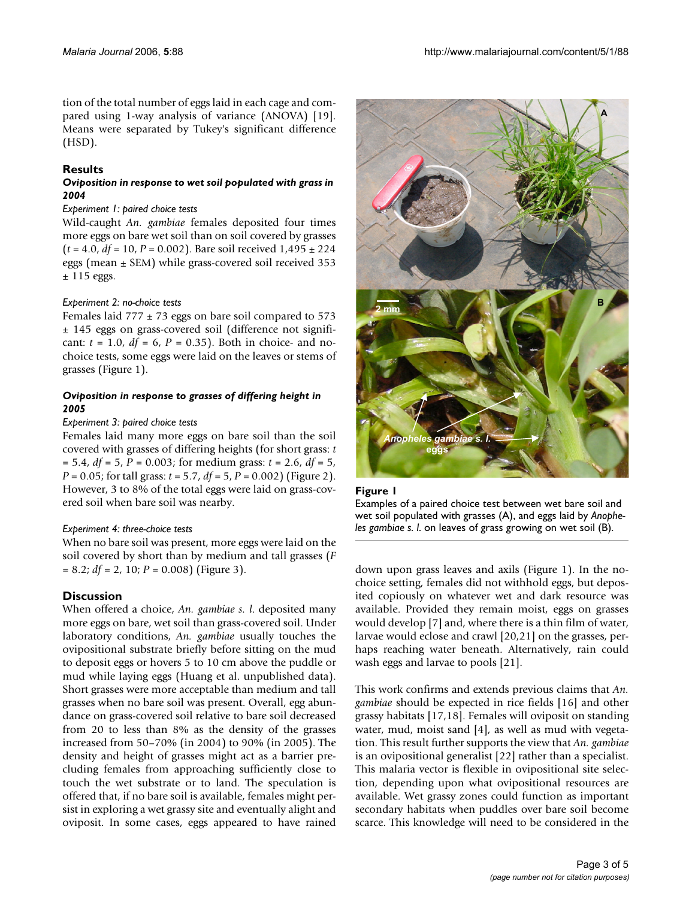tion of the total number of eggs laid in each cage and compared using 1-way analysis of variance (ANOVA) [19]. Means were separated by Tukey's significant difference (HSD).

## Results

### *Oviposition in response to wet soil populated with grass in 2004*

*Experiment 1: paired choice tests*

Wild-caught *An. gambiae* females deposited four times more eggs on bare wet soil than on soil covered by grasses ($t = 4.0$, $df = 10$, $P = 0.002$). Bare soil received 1,495 ± 224 eggs (mean ± SEM) while grass-covered soil received 353 ± 115 eggs.

*Experiment 2: no-choice tests*

Females laid 777 ± 73 eggs on bare soil compared to 573 ± 145 eggs on grass-covered soil (difference not significant: $t = 1.0$, $df = 6$, $P = 0.35$). Both in choice- and no-choice tests, some eggs were laid on the leaves or stems of grasses (Figure 1).

### *Oviposition in response to grasses of differing height in 2005*

*Experiment 3: paired choice tests*

Females laid many more eggs on bare soil than the soil covered with grasses of differing heights (for short grass: $t = 5.4$, $df = 5$, $P = 0.003$; for medium grass: $t = 2.6$, $df = 5$, $P = 0.05$; for tall grass: $t = 5.7$, $df = 5$, $P = 0.002$) (Figure 2). However, 3 to 8% of the total eggs were laid on grass-covered soil when bare soil was nearby.

*Experiment 4: three-choice tests*

When no bare soil was present, more eggs were laid on the soil covered by short than by medium and tall grasses ($F = 8.2$; $df = 2, 10$; $P = 0.008$) (Figure 3).

**Figure 1**

Examples of a paired choice test between wet bare soil and wet soil populated with grasses (A), and eggs laid by *Anopheles gambiae* s. l. on leaves of grass growing on wet soil (B).

## Discussion

When offered a choice, *An. gambiae s. l.* deposited many more eggs on bare, wet soil than grass-covered soil. Under laboratory conditions, *An. gambiae* usually touches the ovipositional substrate briefly before sitting on the mud to deposit eggs or hovers 5 to 10 cm above the puddle or mud while laying eggs (Huang et al. unpublished data). Short grasses were more acceptable than medium and tall grasses when no bare soil was present. Overall, egg abundance on grass-covered soil relative to bare soil decreased from 20 to less than 8% as the density of the grasses increased from 50–70% (in 2004) to 90% (in 2005). The density and height of grasses might act as a barrier precluding females from approaching sufficiently close to touch the wet substrate or to land. The speculation is offered that, if no bare soil is available, females might persist in exploring a wet grassy site and eventually alight and oviposit. In some cases, eggs appeared to have rained down upon grass leaves and axils (Figure 1). In the no-choice setting, females did not withhold eggs, but deposited copiously on whatever wet and dark resource was available. Provided they remain moist, eggs on grasses would develop [7] and, where there is a thin film of water, larvae would eclose and crawl [20,21] on the grasses, perhaps reaching water beneath. Alternatively, rain could wash eggs and larvae to pools [21].

This work confirms and extends previous claims that *An. gambiae* should be expected in rice fields [16] and other grassy habitats [17,18]. Females will oviposit on standing water, mud, moist sand [4], as well as mud with vegetation. This result further supports the view that *An. gambiae* is an ovipositional generalist [22] rather than a specialist. This malaria vector is flexible in ovipositional site selection, depending upon what ovipositional resources are available. Wet grassy zones could function as important secondary habitats when puddles over bare soil become scarce. This knowledge will need to be considered in the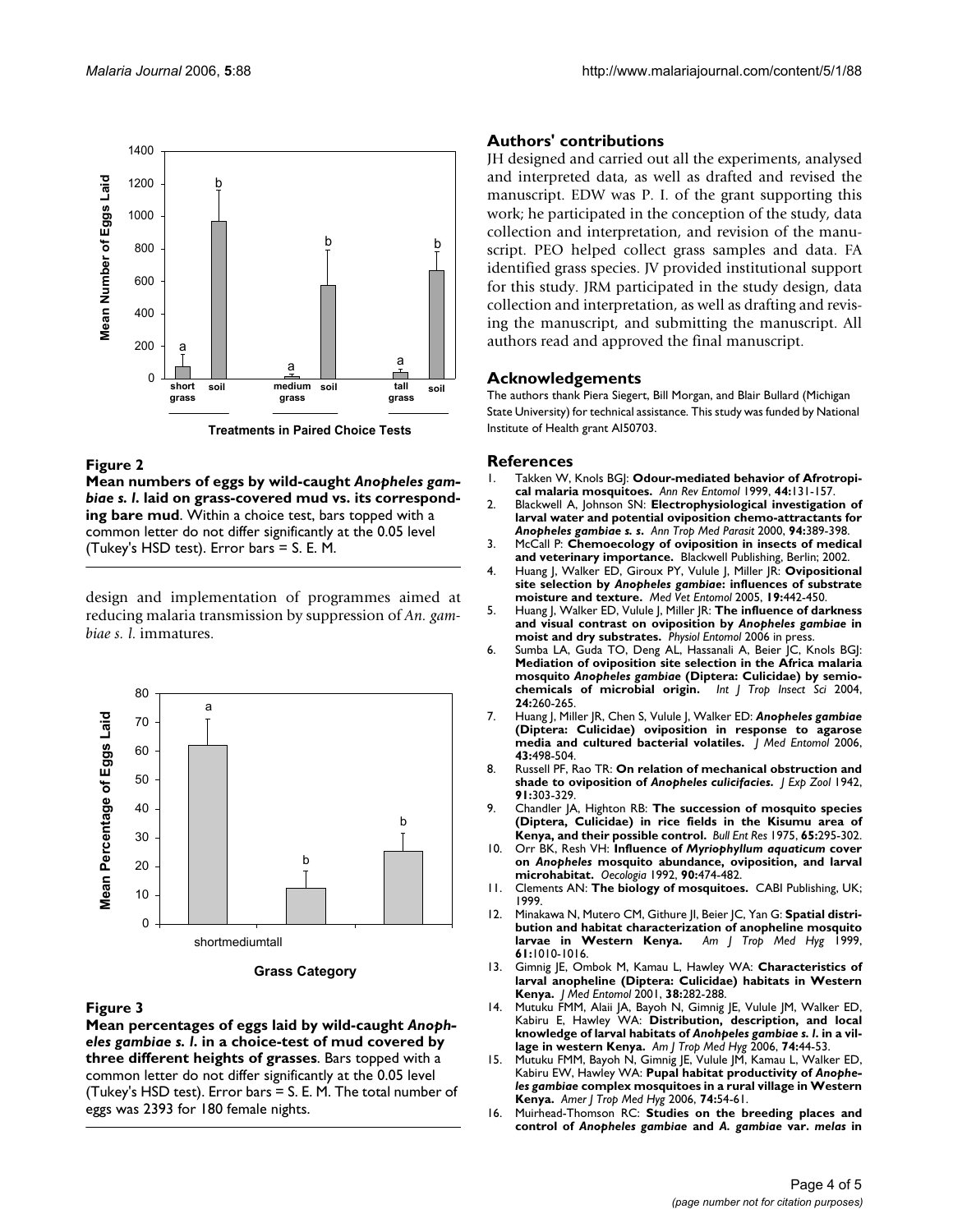**Figure 2**

**Mean numbers of eggs by wild-caught *Anopheles gambiae s. l.* laid on grass-covered mud vs. its corresponding bare mud**. Within a choice test, bars topped with a common letter do not differ significantly at the 0.05 level (Tukey's HSD test). Error bars = S. E. M.

design and implementation of programmes aimed at reducing malaria transmission by suppression of *An. gambiae s. l.* immatures.

**Figure 3**

**Mean percentages of eggs laid by wild-caught *Anopheles gambiae s. l.* in a choice-test of mud covered by three different heights of grasses**. Bars topped with a common letter do not differ significantly at the 0.05 level (Tukey's HSD test). Error bars = S. E. M. The total number of eggs was 2393 for 180 female nights.

## Authors' contributions

JH designed and carried out all the experiments, analysed and interpreted data, as well as drafted and revised the manuscript. EDW was P. I. of the grant supporting this work; he participated in the conception of the study, data collection and interpretation, and revision of the manuscript. PEO helped collect grass samples and data. FA identified grass species. JV provided institutional support for this study. JRM participated in the study design, data collection and interpretation, as well as drafting and revising the manuscript, and submitting the manuscript. All authors read and approved the final manuscript.

## Acknowledgements

The authors thank Piera Siegert, Bill Morgan, and Blair Bullard (Michigan State University) for technical assistance. This study was funded by National Institute of Health grant AI50703.

## References

1. Takken W, Knols BGJ: **Odour-mediated behavior of Afrotropical malaria mosquitoes.** *Ann Rev Entomol* 1999, **44:**131-157.
2. Blackwell A, Johnson SN: **Electrophysiological investigation of larval water and potential oviposition chemo-attractants for *Anopheles gambiae s. s.*** *Ann Trop Med Parasit* 2000, **94:**389-398.
3. McCall P: **Chemoecology of oviposition in insects of medical and veterinary importance.** Blackwell Publishing, Berlin; 2002.
4. Huang J, Walker ED, Giroux PY, Vulule J, Miller JR: **Ovipositional site selection by *Anopheles gambiae*: influences of substrate moisture and texture.** *Med Vet Entomol* 2005, **19:**442-450.
5. Huang J, Walker ED, Vulule J, Miller JR: **The influence of darkness and visual contrast on oviposition by *Anopheles gambiae* in moist and dry substrates.** *Physiol Entomol* 2006 in press.
6. Sumba LA, Guda TO, Deng AL, Hassanali A, Beier JC, Knols BGJ: **Mediation of oviposition site selection in the Africa malaria mosquito *Anopheles gambiae* (Diptera: Culicidae) by semiochemicals of microbial origin.** *Int J Trop Insect Sci* 2004, **24:**260-265.
7. Huang J, Miller JR, Chen S, Vulule J, Walker ED: ***Anopheles gambiae* (Diptera: Culicidae) oviposition in response to agarose media and cultured bacterial volatiles.** *J Med Entomol* 2006, **43:**498-504.
8. Russell PF, Rao TR: **On relation of mechanical obstruction and shade to oviposition of *Anopheles culicifacies*.** *J Exp Zool* 1942, **91:**303-329.
9. Chandler JA, Highton RB: **The succession of mosquito species (Diptera, Culicidae) in rice fields in the Kisumu area of Kenya, and their possible control.** *Bull Ent Res* 1975, **65:**295-302.
10. Orr BK, Resh VH: **Influence of *Myriophyllum aquaticum* cover on *Anopheles* mosquito abundance, oviposition, and larval microhabitat.** *Oecologia* 1992, **90:**474-482.
11. Clements AN: **The biology of mosquitoes.** CABI Publishing, UK; 1999.
12. Minakawa N, Mutero CM, Githure JI, Beier JC, Yan G: **Spatial distribution and habitat characterization of anopheline mosquito larvae in Western Kenya.** *Am J Trop Med Hyg* 1999, **61:**1010-1016.
13. Gimnig JE, Ombok M, Kamau L, Hawley WA: **Characteristics of larval anopheline (Diptera: Culicidae) habitats in Western Kenya.** *J Med Entomol* 2001, **38:**282-288.
14. Mutuku FMM, Alaii JA, Bayoh N, Gimnig JE, Vulule JM, Walker ED, Kabiru E, Hawley WA: **Distribution, description, and local knowledge of larval habitats of *Anohpeles gambiae s. l.* in a village in western Kenya.** *Am J Trop Med Hyg* 2006, **74:**44-53.
15. Mutuku FMM, Bayoh N, Gimnig JE, Vulule JM, Kamau L, Walker ED, Kabiru EW, Hawley WA: **Pupal habitat productivity of *Anopheles gambiae* complex mosquitoes in a rural village in Western Kenya.** *Amer J Trop Med Hyg* 2006, **74:**54-61.
16. Muirhead-Thomson RC: **Studies on the breeding places and control of *Anopheles gambiae* and *A. gambiae* var. *melas* in**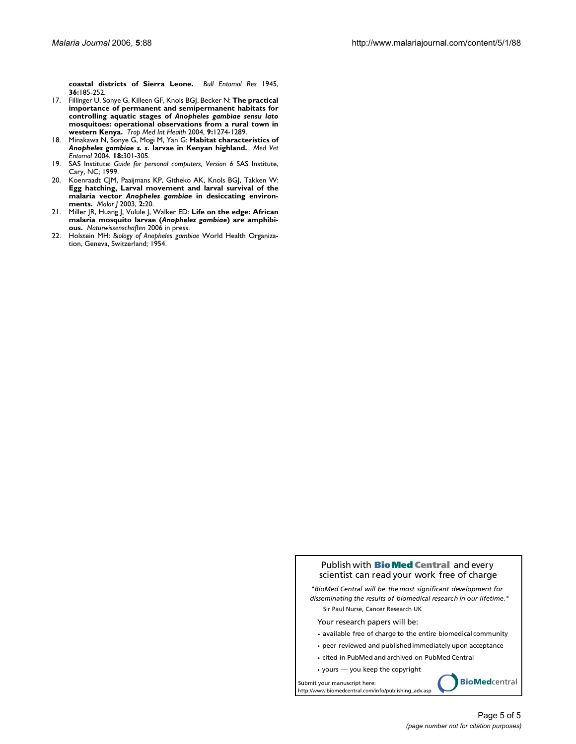**coastal districts of Sierra Leone.** *Bull Entomol Res* 1945, **36:**185-252.

17. Fillinger U, Sonye G, Killeen GF, Knols BGJ, Becker N: **The practical importance of permanent and semipermanent habitats for controlling aquatic stages of *Anopheles gambiae sensu lato* mosquitoes: operational observations from a rural town in western Kenya.** *Trop Med Int Health* 2004, **9:**1274-1289.
18. Minakawa N, Sonye G, Mogi M, Yan G: **Habitat characteristics of *Anopheles gambiae s. s.* larvae in Kenyan highland.** *Med Vet Entomol* 2004, **18:**301-305.
19. SAS Institute: *Guide for personal computers, Version 6* SAS Institute, Cary, NC; 1999.
20. Koenraadt CJM, Paaijmans KP, Githeko AK, Knols BGJ, Takken W: **Egg hatching, Larval movement and larval survival of the malaria vector *Anopheles gambiae* in desiccating environments.** *Malar J* 2003, **2:**20.
21. Miller JR, Huang J, Vulule J, Walker ED: **Life on the edge: African malaria mosquito larvae (*Anopheles gambiae*) are amphibious.** *Naturwissenschaften* 2006 in press.
22. Holstein MH: *Biology of Anopheles gambiae* World Health Organization, Geneva, Switzerland; 1954.

Publish with **BioMed Central** and every scientist can read your work free of charge

*"BioMed Central will be the most significant development for disseminating the results of biomedical research in our lifetime."*

Sir Paul Nurse, Cancer Research UK

Your research papers will be:

- available free of charge to the entire biomedical community
- peer reviewed and published immediately upon acceptance
- cited in PubMed and archived on PubMed Central
- yours — you keep the copyright

Submit your manuscript here:
http://www.biomedcentral.com/info/publishing_adv.asp

**BioMed**central